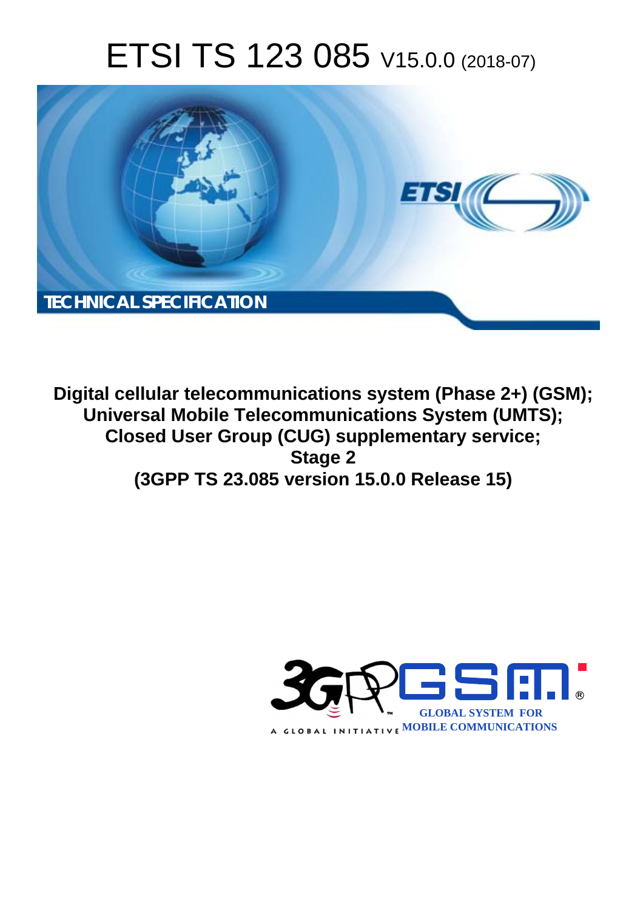# ETSI TS 123 085 V15.0.0 (2018-07)

TECHNICAL SPECIFICATION

**Digital cellular telecommunications system (Phase 2+) (GSM); Universal Mobile Telecommunications System (UMTS); Closed User Group (CUG) supplementary service; Stage 2 (3GPP TS 23.085 version 15.0.0 Release 15)**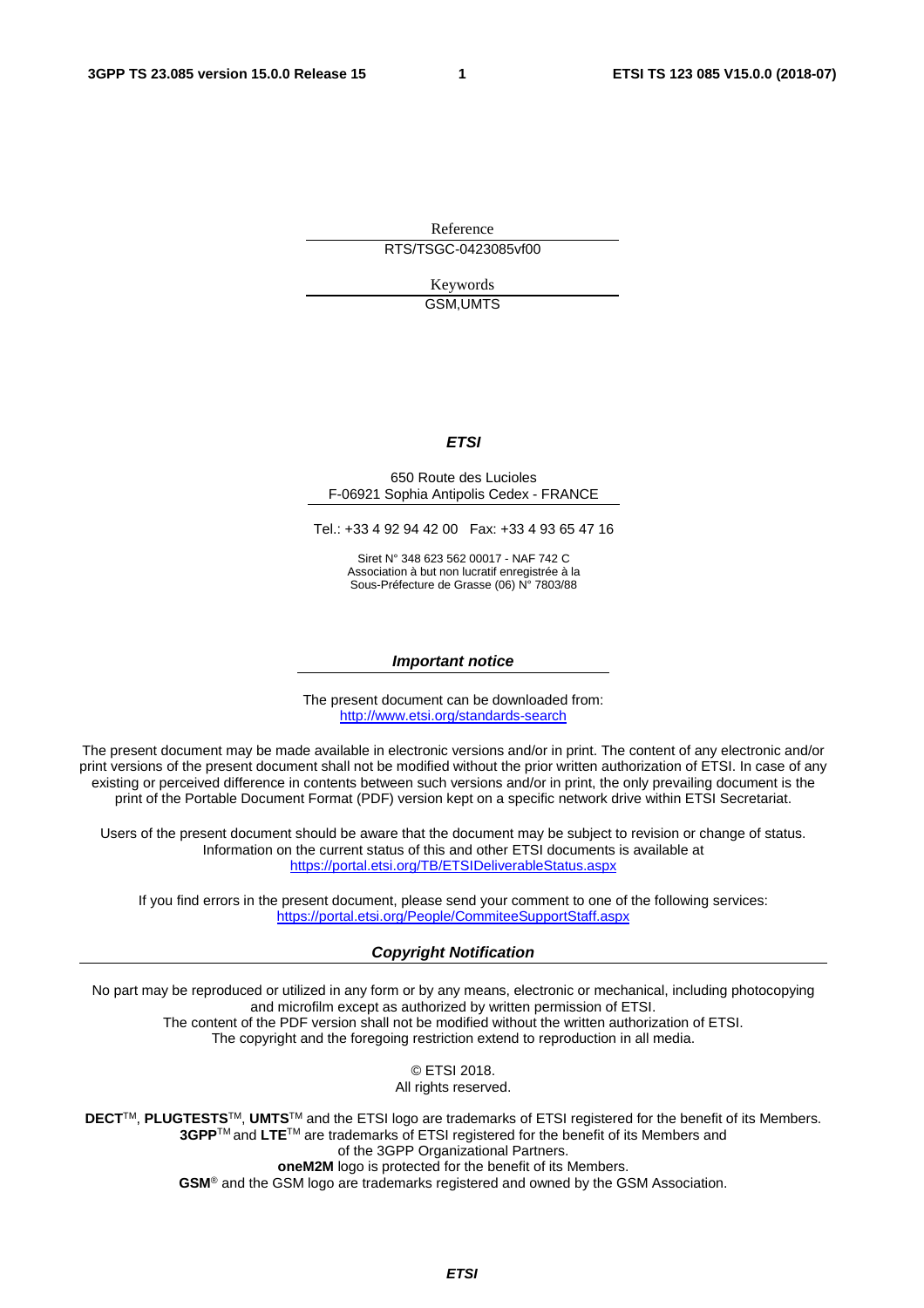Reference

RTS/TSGC-0423085vf00

Keywords

GSM,UMTS

***ETSI***

650 Route des Lucioles
F-06921 Sophia Antipolis Cedex - FRANCE

Tel.: +33 4 92 94 42 00 Fax: +33 4 93 65 47 16

Siret N° 348 623 562 00017 - NAF 742 C
Association à but non lucratif enregistrée à la
Sous-Préfecture de Grasse (06) N° 7803/88

***Important notice***

The present document can be downloaded from:
http://www.etsi.org/standards-search

The present document may be made available in electronic versions and/or in print. The content of any electronic and/or print versions of the present document shall not be modified without the prior written authorization of ETSI. In case of any existing or perceived difference in contents between such versions and/or in print, the only prevailing document is the print of the Portable Document Format (PDF) version kept on a specific network drive within ETSI Secretariat.

Users of the present document should be aware that the document may be subject to revision or change of status. Information on the current status of this and other ETSI documents is available at
https://portal.etsi.org/TB/ETSIDeliverableStatus.aspx

If you find errors in the present document, please send your comment to one of the following services:
https://portal.etsi.org/People/CommiteeSupportStaff.aspx

***Copyright Notification***

No part may be reproduced or utilized in any form or by any means, electronic or mechanical, including photocopying and microfilm except as authorized by written permission of ETSI.
The content of the PDF version shall not be modified without the written authorization of ETSI.
The copyright and the foregoing restriction extend to reproduction in all media.

© ETSI 2018.
All rights reserved.

**DECT**TM, **PLUGTESTS**TM, **UMTS**TM and the ETSI logo are trademarks of ETSI registered for the benefit of its Members.
**3GPP**TM and **LTE**TM are trademarks of ETSI registered for the benefit of its Members and of the 3GPP Organizational Partners.
**oneM2M** logo is protected for the benefit of its Members.
**GSM**® and the GSM logo are trademarks registered and owned by the GSM Association.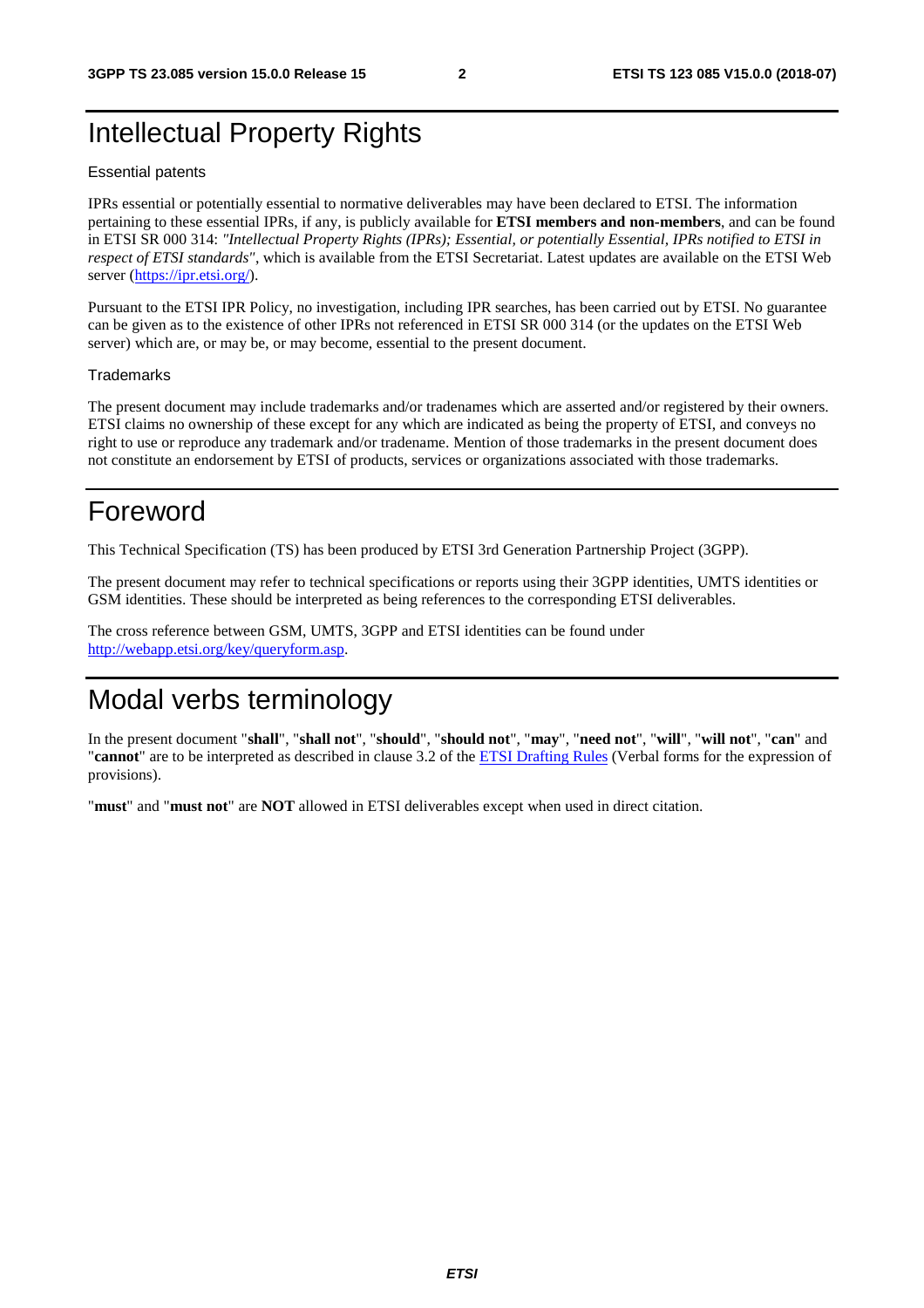# Intellectual Property Rights

Essential patents

IPRs essential or potentially essential to normative deliverables may have been declared to ETSI. The information pertaining to these essential IPRs, if any, is publicly available for **ETSI members and non-members**, and can be found in ETSI SR 000 314: *"Intellectual Property Rights (IPRs); Essential, or potentially Essential, IPRs notified to ETSI in respect of ETSI standards"*, which is available from the ETSI Secretariat. Latest updates are available on the ETSI Web server (https://ipr.etsi.org/).

Pursuant to the ETSI IPR Policy, no investigation, including IPR searches, has been carried out by ETSI. No guarantee can be given as to the existence of other IPRs not referenced in ETSI SR 000 314 (or the updates on the ETSI Web server) which are, or may be, or may become, essential to the present document.

Trademarks

The present document may include trademarks and/or tradenames which are asserted and/or registered by their owners. ETSI claims no ownership of these except for any which are indicated as being the property of ETSI, and conveys no right to use or reproduce any trademark and/or tradename. Mention of those trademarks in the present document does not constitute an endorsement by ETSI of products, services or organizations associated with those trademarks.

# Foreword

This Technical Specification (TS) has been produced by ETSI 3rd Generation Partnership Project (3GPP).

The present document may refer to technical specifications or reports using their 3GPP identities, UMTS identities or GSM identities. These should be interpreted as being references to the corresponding ETSI deliverables.

The cross reference between GSM, UMTS, 3GPP and ETSI identities can be found under http://webapp.etsi.org/key/queryform.asp.

# Modal verbs terminology

In the present document "**shall**", "**shall not**", "**should**", "**should not**", "**may**", "**need not**", "**will**", "**will not**", "**can**" and "**cannot**" are to be interpreted as described in clause 3.2 of the ETSI Drafting Rules (Verbal forms for the expression of provisions).

"**must**" and "**must not**" are **NOT** allowed in ETSI deliverables except when used in direct citation.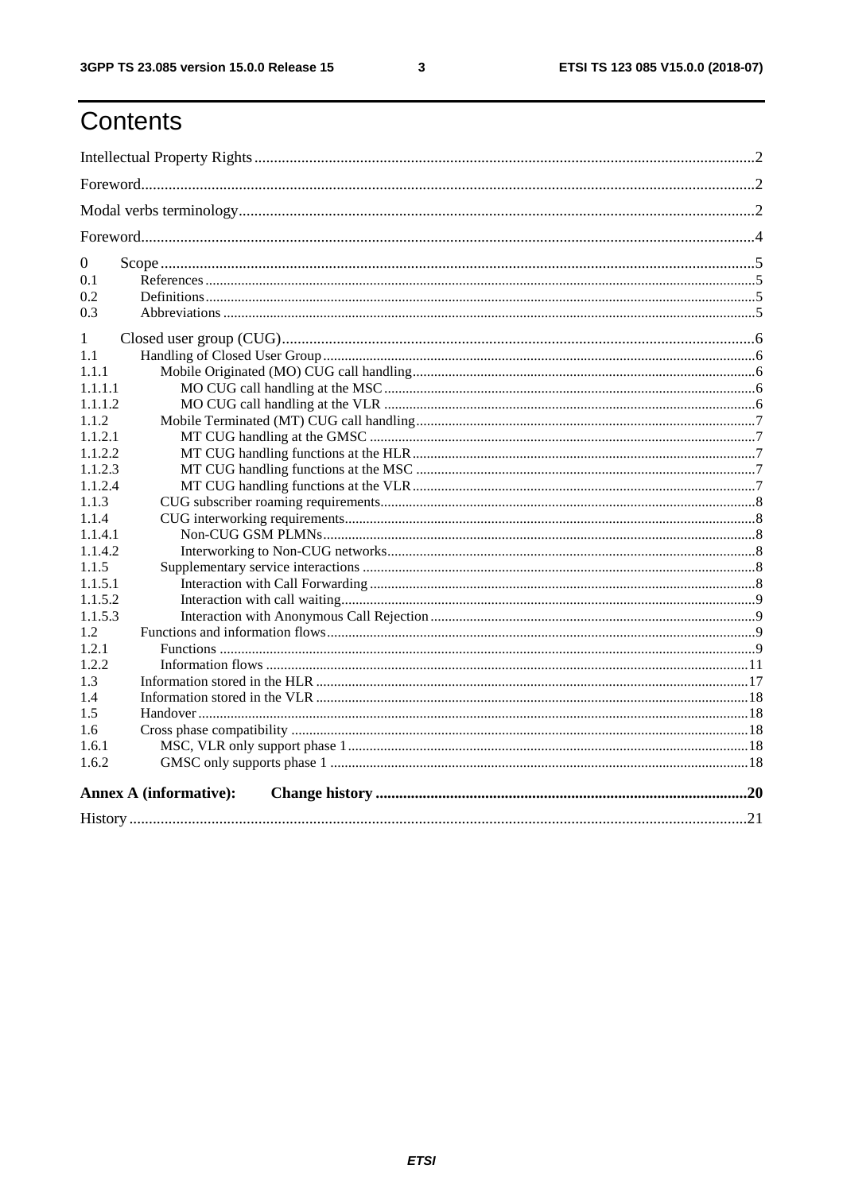# Contents

Intellectual Property Rights ..... 2

Foreword ..... 2

Modal verbs terminology ..... 2

Foreword ..... 4

0 Scope ..... 5
- 0.1 References ..... 5
- 0.2 Definitions ..... 5
- 0.3 Abbreviations ..... 5

1 Closed user group (CUG) ..... 6
- 1.1 Handling of Closed User Group ..... 6
  - 1.1.1 Mobile Originated (MO) CUG call handling ..... 6
    - 1.1.1.1 MO CUG call handling at the MSC ..... 6
    - 1.1.1.2 MO CUG call handling at the VLR ..... 6
  - 1.1.2 Mobile Terminated (MT) CUG call handling ..... 7
    - 1.1.2.1 MT CUG handling at the GMSC ..... 7
    - 1.1.2.2 MT CUG handling functions at the HLR ..... 7
    - 1.1.2.3 MT CUG handling functions at the MSC ..... 7
    - 1.1.2.4 MT CUG handling functions at the VLR ..... 7
  - 1.1.3 CUG subscriber roaming requirements ..... 8
  - 1.1.4 CUG interworking requirements ..... 8
    - 1.1.4.1 Non-CUG GSM PLMNs ..... 8
    - 1.1.4.2 Interworking to Non-CUG networks ..... 8
  - 1.1.5 Supplementary service interactions ..... 8
    - 1.1.5.1 Interaction with Call Forwarding ..... 8
    - 1.1.5.2 Interaction with call waiting ..... 9
    - 1.1.5.3 Interaction with Anonymous Call Rejection ..... 9
- 1.2 Functions and information flows ..... 9
  - 1.2.1 Functions ..... 9
  - 1.2.2 Information flows ..... 11
- 1.3 Information stored in the HLR ..... 17
- 1.4 Information stored in the VLR ..... 18
- 1.5 Handover ..... 18
- 1.6 Cross phase compatibility ..... 18
  - 1.6.1 MSC, VLR only support phase 1 ..... 18
  - 1.6.2 GMSC only supports phase 1 ..... 18

**Annex A (informative): Change history ..... 20**

History ..... 21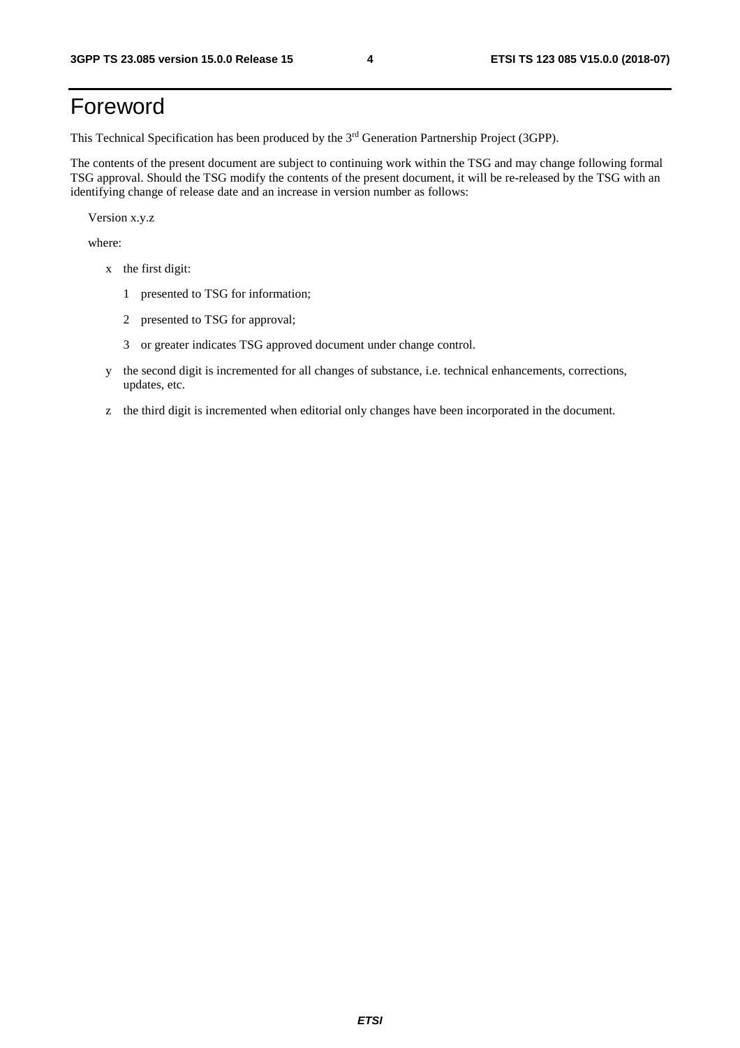# Foreword

This Technical Specification has been produced by the 3rd Generation Partnership Project (3GPP).

The contents of the present document are subject to continuing work within the TSG and may change following formal TSG approval. Should the TSG modify the contents of the present document, it will be re-released by the TSG with an identifying change of release date and an increase in version number as follows:

Version x.y.z

where:

- x the first digit:
  - 1 presented to TSG for information;
  - 2 presented to TSG for approval;
  - 3 or greater indicates TSG approved document under change control.
- y the second digit is incremented for all changes of substance, i.e. technical enhancements, corrections, updates, etc.
- z the third digit is incremented when editorial only changes have been incorporated in the document.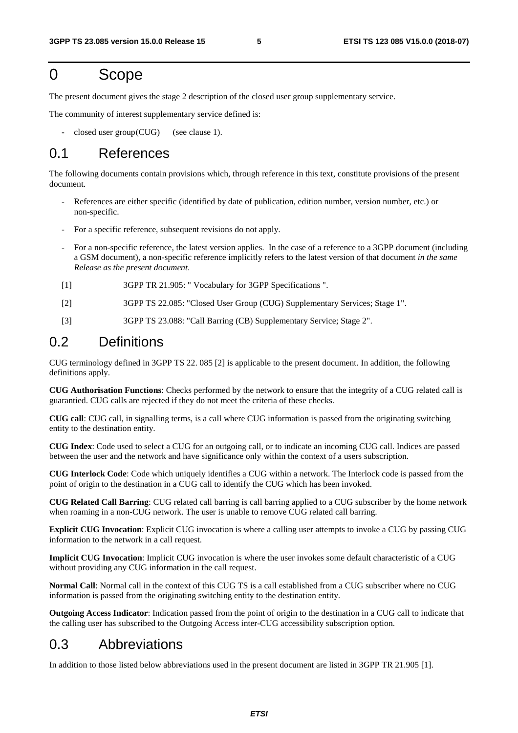# 0 Scope

The present document gives the stage 2 description of the closed user group supplementary service.

The community of interest supplementary service defined is:

- closed user group(CUG) (see clause 1).

## 0.1 References

The following documents contain provisions which, through reference in this text, constitute provisions of the present document.

- References are either specific (identified by date of publication, edition number, version number, etc.) or non-specific.
- For a specific reference, subsequent revisions do not apply.
- For a non-specific reference, the latest version applies. In the case of a reference to a 3GPP document (including a GSM document), a non-specific reference implicitly refers to the latest version of that document *in the same Release as the present document*.

[1] 3GPP TR 21.905: " Vocabulary for 3GPP Specifications ".

[2] 3GPP TS 22.085: "Closed User Group (CUG) Supplementary Services; Stage 1".

[3] 3GPP TS 23.088: "Call Barring (CB) Supplementary Service; Stage 2".

## 0.2 Definitions

CUG terminology defined in 3GPP TS 22. 085 [2] is applicable to the present document. In addition, the following definitions apply.

**CUG Authorisation Functions**: Checks performed by the network to ensure that the integrity of a CUG related call is guarantied. CUG calls are rejected if they do not meet the criteria of these checks.

**CUG call**: CUG call, in signalling terms, is a call where CUG information is passed from the originating switching entity to the destination entity.

**CUG Index**: Code used to select a CUG for an outgoing call, or to indicate an incoming CUG call. Indices are passed between the user and the network and have significance only within the context of a users subscription.

**CUG Interlock Code**: Code which uniquely identifies a CUG within a network. The Interlock code is passed from the point of origin to the destination in a CUG call to identify the CUG which has been invoked.

**CUG Related Call Barring**: CUG related call barring is call barring applied to a CUG subscriber by the home network when roaming in a non-CUG network. The user is unable to remove CUG related call barring.

**Explicit CUG Invocation**: Explicit CUG invocation is where a calling user attempts to invoke a CUG by passing CUG information to the network in a call request.

**Implicit CUG Invocation**: Implicit CUG invocation is where the user invokes some default characteristic of a CUG without providing any CUG information in the call request.

**Normal Call**: Normal call in the context of this CUG TS is a call established from a CUG subscriber where no CUG information is passed from the originating switching entity to the destination entity.

**Outgoing Access Indicator**: Indication passed from the point of origin to the destination in a CUG call to indicate that the calling user has subscribed to the Outgoing Access inter-CUG accessibility subscription option.

## 0.3 Abbreviations

In addition to those listed below abbreviations used in the present document are listed in 3GPP TR 21.905 [1].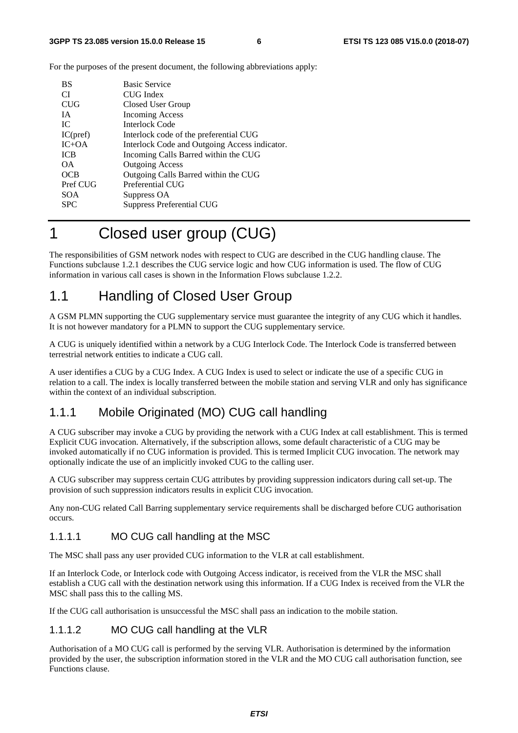For the purposes of the present document, the following abbreviations apply:

| | |
|---|---|
| BS | Basic Service |
| CI | CUG Index |
| CUG | Closed User Group |
| IA | Incoming Access |
| IC | Interlock Code |
| IC(pref) | Interlock code of the preferential CUG |
| IC+OA | Interlock Code and Outgoing Access indicator. |
| ICB | Incoming Calls Barred within the CUG |
| OA | Outgoing Access |
| OCB | Outgoing Calls Barred within the CUG |
| Pref CUG | Preferential CUG |
| SOA | Suppress OA |
| SPC | Suppress Preferential CUG |

# 1 Closed user group (CUG)

The responsibilities of GSM network nodes with respect to CUG are described in the CUG handling clause. The Functions subclause 1.2.1 describes the CUG service logic and how CUG information is used. The flow of CUG information in various call cases is shown in the Information Flows subclause 1.2.2.

## 1.1 Handling of Closed User Group

A GSM PLMN supporting the CUG supplementary service must guarantee the integrity of any CUG which it handles. It is not however mandatory for a PLMN to support the CUG supplementary service.

A CUG is uniquely identified within a network by a CUG Interlock Code. The Interlock Code is transferred between terrestrial network entities to indicate a CUG call.

A user identifies a CUG by a CUG Index. A CUG Index is used to select or indicate the use of a specific CUG in relation to a call. The index is locally transferred between the mobile station and serving VLR and only has significance within the context of an individual subscription.

### 1.1.1 Mobile Originated (MO) CUG call handling

A CUG subscriber may invoke a CUG by providing the network with a CUG Index at call establishment. This is termed Explicit CUG invocation. Alternatively, if the subscription allows, some default characteristic of a CUG may be invoked automatically if no CUG information is provided. This is termed Implicit CUG invocation. The network may optionally indicate the use of an implicitly invoked CUG to the calling user.

A CUG subscriber may suppress certain CUG attributes by providing suppression indicators during call set-up. The provision of such suppression indicators results in explicit CUG invocation.

Any non-CUG related Call Barring supplementary service requirements shall be discharged before CUG authorisation occurs.

#### 1.1.1.1 MO CUG call handling at the MSC

The MSC shall pass any user provided CUG information to the VLR at call establishment.

If an Interlock Code, or Interlock code with Outgoing Access indicator, is received from the VLR the MSC shall establish a CUG call with the destination network using this information. If a CUG Index is received from the VLR the MSC shall pass this to the calling MS.

If the CUG call authorisation is unsuccessful the MSC shall pass an indication to the mobile station.

#### 1.1.1.2 MO CUG call handling at the VLR

Authorisation of a MO CUG call is performed by the serving VLR. Authorisation is determined by the information provided by the user, the subscription information stored in the VLR and the MO CUG call authorisation function, see Functions clause.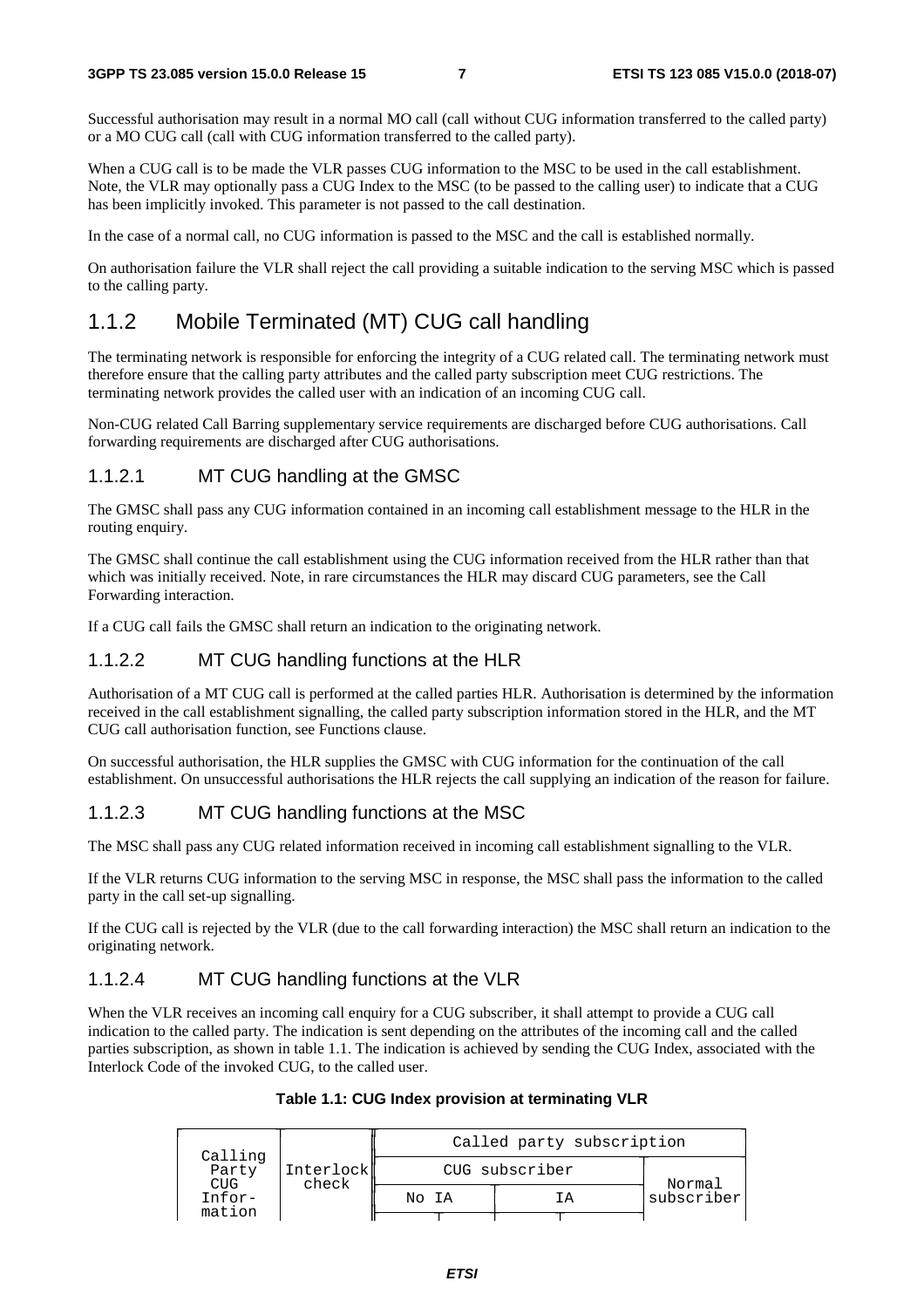Successful authorisation may result in a normal MO call (call without CUG information transferred to the called party) or a MO CUG call (call with CUG information transferred to the called party).

When a CUG call is to be made the VLR passes CUG information to the MSC to be used in the call establishment. Note, the VLR may optionally pass a CUG Index to the MSC (to be passed to the calling user) to indicate that a CUG has been implicitly invoked. This parameter is not passed to the call destination.

In the case of a normal call, no CUG information is passed to the MSC and the call is established normally.

On authorisation failure the VLR shall reject the call providing a suitable indication to the serving MSC which is passed to the calling party.

## 1.1.2 Mobile Terminated (MT) CUG call handling

The terminating network is responsible for enforcing the integrity of a CUG related call. The terminating network must therefore ensure that the calling party attributes and the called party subscription meet CUG restrictions. The terminating network provides the called user with an indication of an incoming CUG call.

Non-CUG related Call Barring supplementary service requirements are discharged before CUG authorisations. Call forwarding requirements are discharged after CUG authorisations.

### 1.1.2.1 MT CUG handling at the GMSC

The GMSC shall pass any CUG information contained in an incoming call establishment message to the HLR in the routing enquiry.

The GMSC shall continue the call establishment using the CUG information received from the HLR rather than that which was initially received. Note, in rare circumstances the HLR may discard CUG parameters, see the Call Forwarding interaction.

If a CUG call fails the GMSC shall return an indication to the originating network.

### 1.1.2.2 MT CUG handling functions at the HLR

Authorisation of a MT CUG call is performed at the called parties HLR. Authorisation is determined by the information received in the call establishment signalling, the called party subscription information stored in the HLR, and the MT CUG call authorisation function, see Functions clause.

On successful authorisation, the HLR supplies the GMSC with CUG information for the continuation of the call establishment. On unsuccessful authorisations the HLR rejects the call supplying an indication of the reason for failure.

### 1.1.2.3 MT CUG handling functions at the MSC

The MSC shall pass any CUG related information received in incoming call establishment signalling to the VLR.

If the VLR returns CUG information to the serving MSC in response, the MSC shall pass the information to the called party in the call set-up signalling.

If the CUG call is rejected by the VLR (due to the call forwarding interaction) the MSC shall return an indication to the originating network.

### 1.1.2.4 MT CUG handling functions at the VLR

When the VLR receives an incoming call enquiry for a CUG subscriber, it shall attempt to provide a CUG call indication to the called party. The indication is sent depending on the attributes of the incoming call and the called parties subscription, as shown in table 1.1. The indication is achieved by sending the CUG Index, associated with the Interlock Code of the invoked CUG, to the called user.

**Table 1.1: CUG Index provision at terminating VLR**

| Calling Party CUG Information | Interlock check | Called party subscription | | | | |
|---|---|---|---|---|---|---|
| | | CUG subscriber | | | | Normal subscriber |
| | | No IA | | IA | | |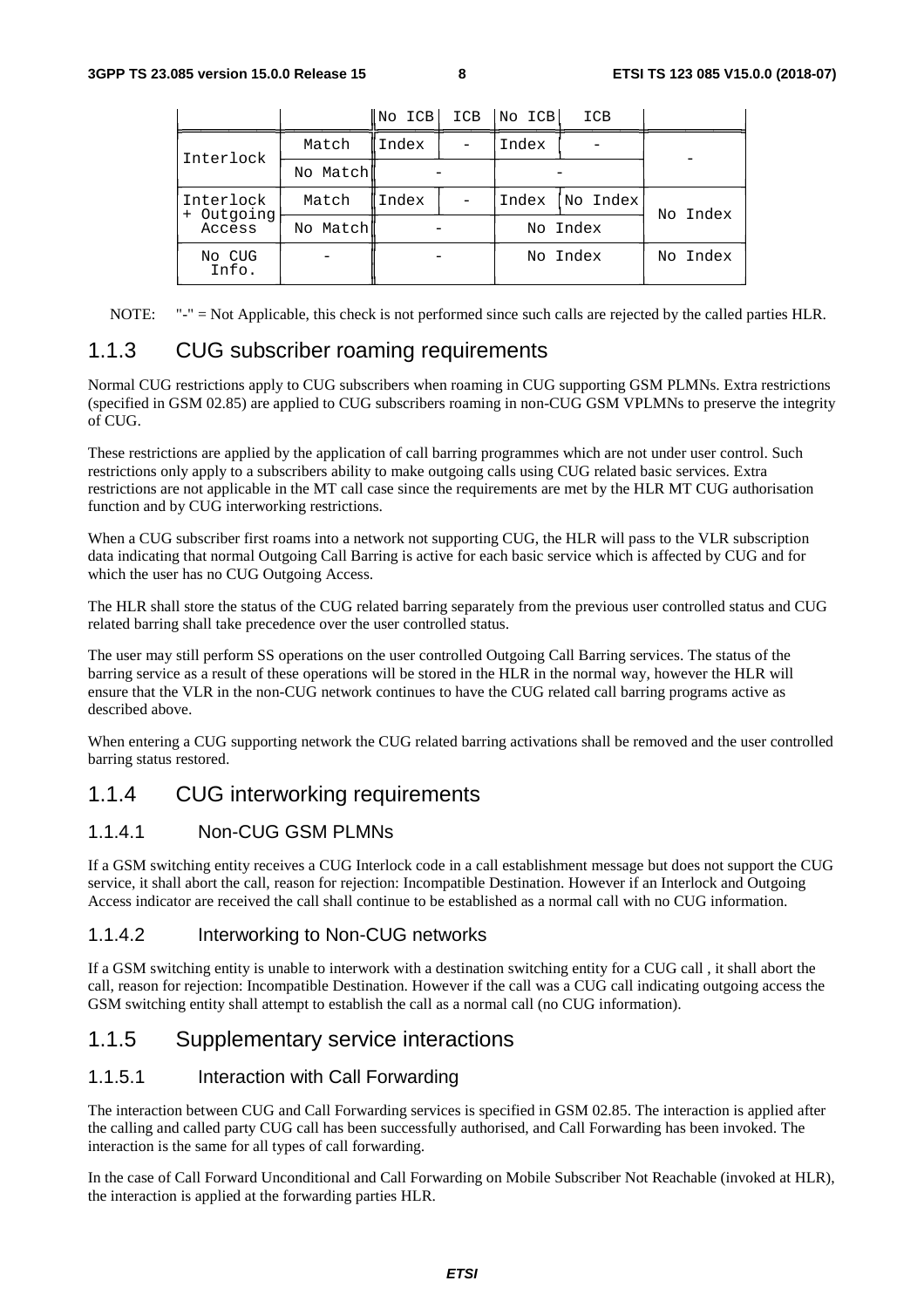| | | No ICB | ICB | No ICB | ICB | |
|---|---|---|---|---|---|---|
| Interlock | Match | Index | - | Index | - | - |
| | No Match | - | | - | | |
| Interlock + Outgoing Access | Match | Index | - | Index | No Index | No Index |
| | No Match | - | | No Index | | |
| No CUG Info. | - | - | | No Index | | No Index |

NOTE: "-" = Not Applicable, this check is not performed since such calls are rejected by the called parties HLR.

### 1.1.3 CUG subscriber roaming requirements

Normal CUG restrictions apply to CUG subscribers when roaming in CUG supporting GSM PLMNs. Extra restrictions (specified in GSM 02.85) are applied to CUG subscribers roaming in non-CUG GSM VPLMNs to preserve the integrity of CUG.

These restrictions are applied by the application of call barring programmes which are not under user control. Such restrictions only apply to a subscribers ability to make outgoing calls using CUG related basic services. Extra restrictions are not applicable in the MT call case since the requirements are met by the HLR MT CUG authorisation function and by CUG interworking restrictions.

When a CUG subscriber first roams into a network not supporting CUG, the HLR will pass to the VLR subscription data indicating that normal Outgoing Call Barring is active for each basic service which is affected by CUG and for which the user has no CUG Outgoing Access.

The HLR shall store the status of the CUG related barring separately from the previous user controlled status and CUG related barring shall take precedence over the user controlled status.

The user may still perform SS operations on the user controlled Outgoing Call Barring services. The status of the barring service as a result of these operations will be stored in the HLR in the normal way, however the HLR will ensure that the VLR in the non-CUG network continues to have the CUG related call barring programs active as described above.

When entering a CUG supporting network the CUG related barring activations shall be removed and the user controlled barring status restored.

### 1.1.4 CUG interworking requirements

#### 1.1.4.1 Non-CUG GSM PLMNs

If a GSM switching entity receives a CUG Interlock code in a call establishment message but does not support the CUG service, it shall abort the call, reason for rejection: Incompatible Destination. However if an Interlock and Outgoing Access indicator are received the call shall continue to be established as a normal call with no CUG information.

#### 1.1.4.2 Interworking to Non-CUG networks

If a GSM switching entity is unable to interwork with a destination switching entity for a CUG call , it shall abort the call, reason for rejection: Incompatible Destination. However if the call was a CUG call indicating outgoing access the GSM switching entity shall attempt to establish the call as a normal call (no CUG information).

### 1.1.5 Supplementary service interactions

#### 1.1.5.1 Interaction with Call Forwarding

The interaction between CUG and Call Forwarding services is specified in GSM 02.85. The interaction is applied after the calling and called party CUG call has been successfully authorised, and Call Forwarding has been invoked. The interaction is the same for all types of call forwarding.

In the case of Call Forward Unconditional and Call Forwarding on Mobile Subscriber Not Reachable (invoked at HLR), the interaction is applied at the forwarding parties HLR.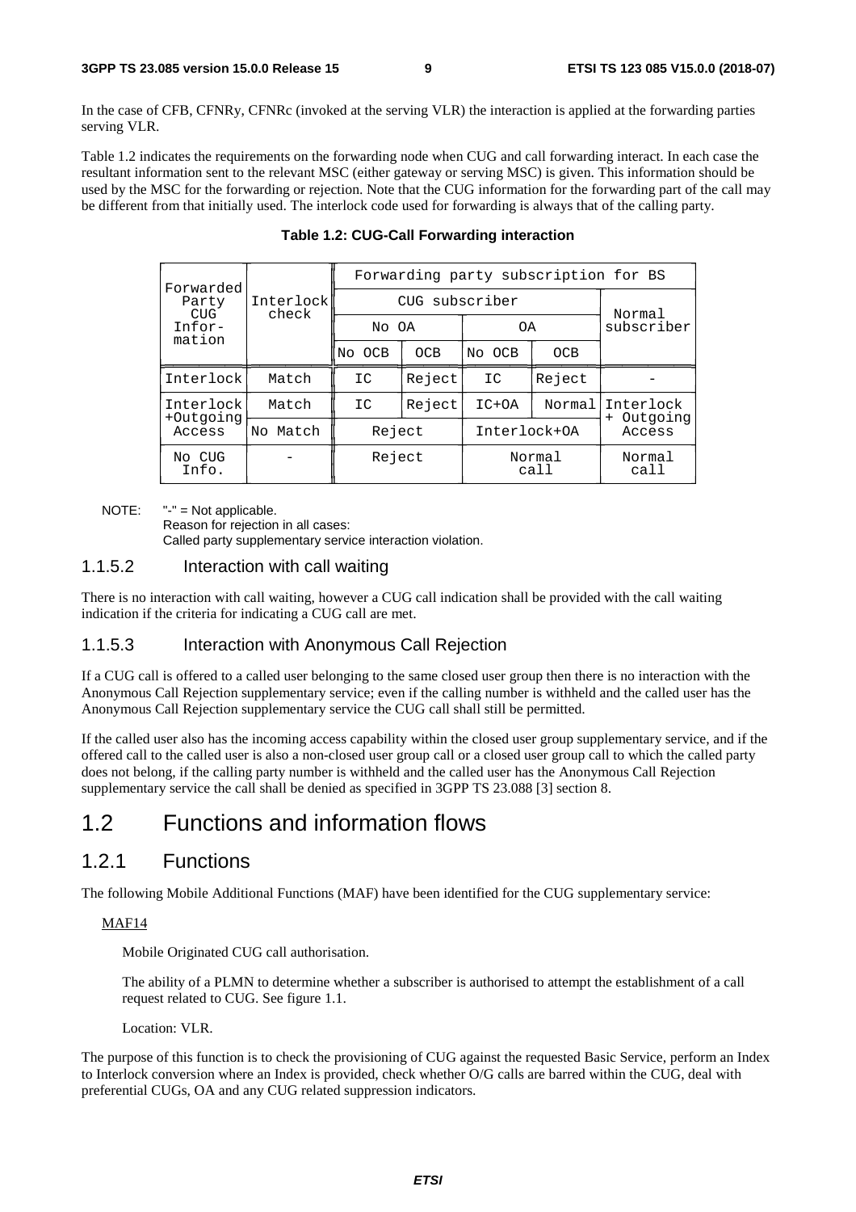In the case of CFB, CFNRy, CFNRc (invoked at the serving VLR) the interaction is applied at the forwarding parties serving VLR.

Table 1.2 indicates the requirements on the forwarding node when CUG and call forwarding interact. In each case the resultant information sent to the relevant MSC (either gateway or serving MSC) is given. This information should be used by the MSC for the forwarding or rejection. Note that the CUG information for the forwarding part of the call may be different from that initially used. The interlock code used for forwarding is always that of the calling party.

**Table 1.2: CUG-Call Forwarding interaction**

| Forwarded Party CUG Infor-mation | Interlock check | Forwarding party subscription for BS | | | | |
|---|---|---|---|---|---|---|
| | | CUG subscriber | | | | Normal subscriber |
| | | No OA | | OA | | |
| | | No OCB | OCB | No OCB | OCB | |
| Interlock | Match | IC | Reject | IC | Reject | - |
| Interlock +Outgoing Access | Match | IC | Reject | IC+OA | Normal | Interlock + Outgoing Access |
| | No Match | Reject | | Interlock+OA | | |
| No CUG Info. | - | Reject | | Normal call | | Normal call |

NOTE: "-" = Not applicable.
Reason for rejection in all cases:
Called party supplementary service interaction violation.

### 1.1.5.2 Interaction with call waiting

There is no interaction with call waiting, however a CUG call indication shall be provided with the call waiting indication if the criteria for indicating a CUG call are met.

### 1.1.5.3 Interaction with Anonymous Call Rejection

If a CUG call is offered to a called user belonging to the same closed user group then there is no interaction with the Anonymous Call Rejection supplementary service; even if the calling number is withheld and the called user has the Anonymous Call Rejection supplementary service the CUG call shall still be permitted.

If the called user also has the incoming access capability within the closed user group supplementary service, and if the offered call to the called user is also a non-closed user group call or a closed user group call to which the called party does not belong, if the calling party number is withheld and the called user has the Anonymous Call Rejection supplementary service the call shall be denied as specified in 3GPP TS 23.088 [3] section 8.

# 1.2 Functions and information flows

## 1.2.1 Functions

The following Mobile Additional Functions (MAF) have been identified for the CUG supplementary service:

MAF14

Mobile Originated CUG call authorisation.

The ability of a PLMN to determine whether a subscriber is authorised to attempt the establishment of a call request related to CUG. See figure 1.1.

Location: VLR.

The purpose of this function is to check the provisioning of CUG against the requested Basic Service, perform an Index to Interlock conversion where an Index is provided, check whether O/G calls are barred within the CUG, deal with preferential CUGs, OA and any CUG related suppression indicators.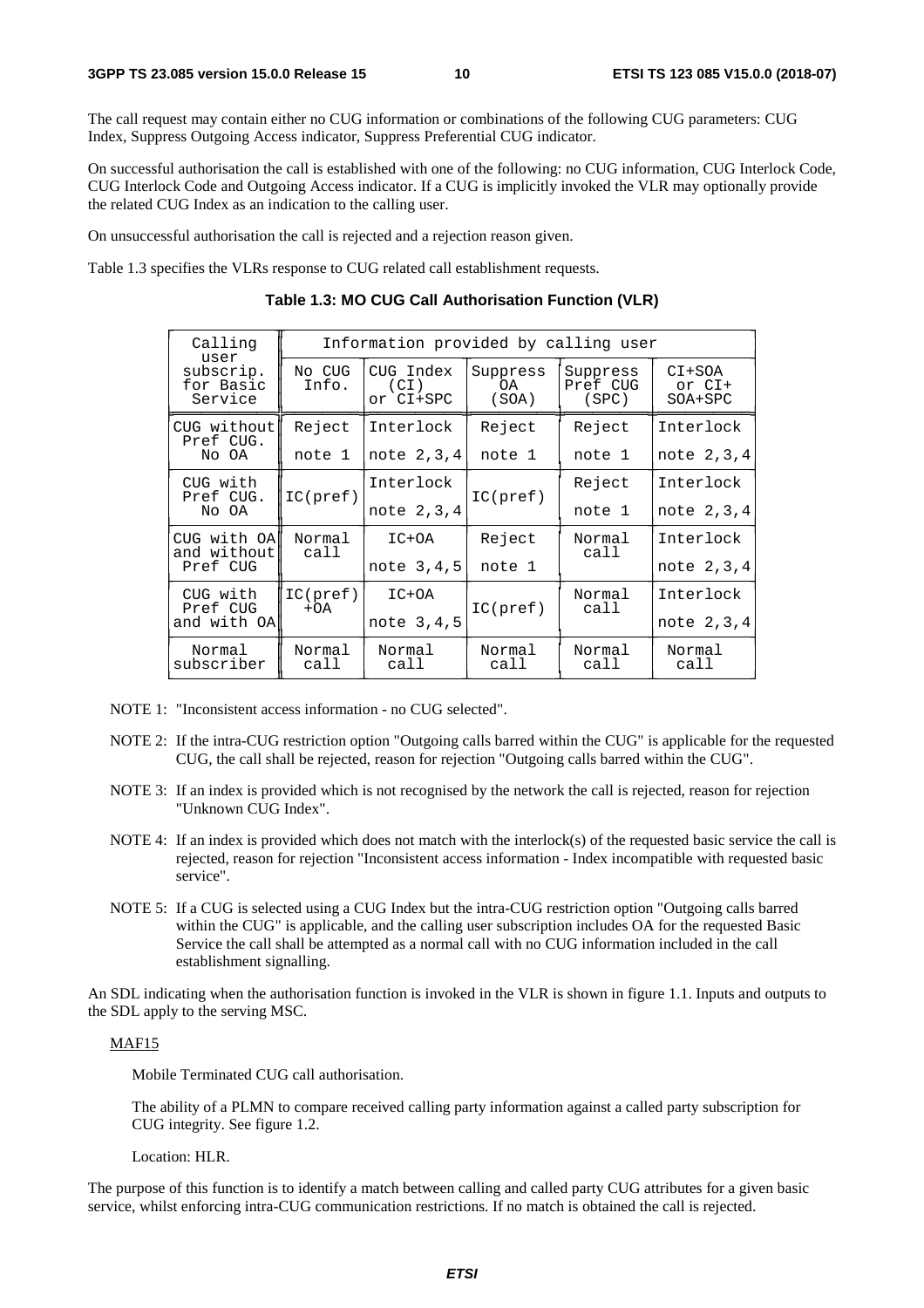The call request may contain either no CUG information or combinations of the following CUG parameters: CUG Index, Suppress Outgoing Access indicator, Suppress Preferential CUG indicator.

On successful authorisation the call is established with one of the following: no CUG information, CUG Interlock Code, CUG Interlock Code and Outgoing Access indicator. If a CUG is implicitly invoked the VLR may optionally provide the related CUG Index as an indication to the calling user.

On unsuccessful authorisation the call is rejected and a rejection reason given.

Table 1.3 specifies the VLRs response to CUG related call establishment requests.

**Table 1.3: MO CUG Call Authorisation Function (VLR)**

| Calling user subscrip. for Basic Service | Information provided by calling user | | | | |
|---|---|---|---|---|---|
| | No CUG Info. | CUG Index (CI) or CI+SPC | Suppress OA (SOA) | Suppress Pref CUG (SPC) | CI+SOA or CI+ SOA+SPC |
| CUG without Pref CUG. No OA | Reject note 1 | Interlock note 2,3,4 | Reject note 1 | Reject note 1 | Interlock note 2,3,4 |
| CUG with Pref CUG. No OA | IC(pref) | Interlock note 2,3,4 | IC(pref) | Reject note 1 | Interlock note 2,3,4 |
| CUG with OA and without Pref CUG | Normal call | IC+OA note 3,4,5 | Reject note 1 | Normal call | Interlock note 2,3,4 |
| CUG with Pref CUG and with OA | IC(pref) +OA | IC+OA note 3,4,5 | IC(pref) | Normal call | Interlock note 2,3,4 |
| Normal subscriber | Normal call | Normal call | Normal call | Normal call | Normal call |

NOTE 1: "Inconsistent access information - no CUG selected".

NOTE 2: If the intra-CUG restriction option "Outgoing calls barred within the CUG" is applicable for the requested CUG, the call shall be rejected, reason for rejection "Outgoing calls barred within the CUG".

NOTE 3: If an index is provided which is not recognised by the network the call is rejected, reason for rejection "Unknown CUG Index".

NOTE 4: If an index is provided which does not match with the interlock(s) of the requested basic service the call is rejected, reason for rejection "Inconsistent access information - Index incompatible with requested basic service".

NOTE 5: If a CUG is selected using a CUG Index but the intra-CUG restriction option "Outgoing calls barred within the CUG" is applicable, and the calling user subscription includes OA for the requested Basic Service the call shall be attempted as a normal call with no CUG information included in the call establishment signalling.

An SDL indicating when the authorisation function is invoked in the VLR is shown in figure 1.1. Inputs and outputs to the SDL apply to the serving MSC.

MAF15

Mobile Terminated CUG call authorisation.

The ability of a PLMN to compare received calling party information against a called party subscription for CUG integrity. See figure 1.2.

Location: HLR.

The purpose of this function is to identify a match between calling and called party CUG attributes for a given basic service, whilst enforcing intra-CUG communication restrictions. If no match is obtained the call is rejected.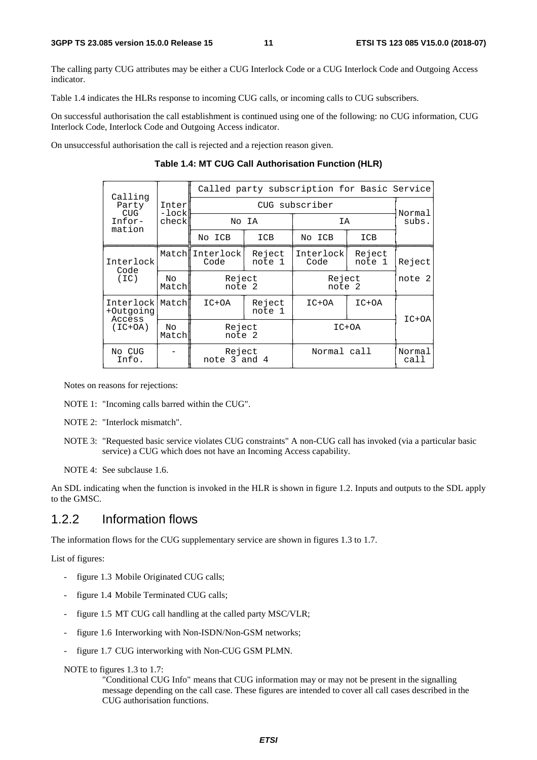The calling party CUG attributes may be either a CUG Interlock Code or a CUG Interlock Code and Outgoing Access indicator.

Table 1.4 indicates the HLRs response to incoming CUG calls, or incoming calls to CUG subscribers.

On successful authorisation the call establishment is continued using one of the following: no CUG information, CUG Interlock Code, Interlock Code and Outgoing Access indicator.

On unsuccessful authorisation the call is rejected and a rejection reason given.

**Table 1.4: MT CUG Call Authorisation Function (HLR)**

| Calling Party CUG Infor-mation | Inter-lock check | Called party subscription for Basic Service | | | | |
|---|---|---|---|---|---|---|
| | | CUG subscriber | | | | Normal subs. |
| | | No IA | | IA | | |
| | | No ICB | ICB | No ICB | ICB | |
| Interlock Code (IC) | Match | Interlock Code | Reject note 1 | Interlock Code | Reject note 1 | Reject note 2 |
| | No Match | Reject note 2 | | Reject note 2 | | |
| Interlock +Outgoing Access (IC+OA) | Match | IC+OA | Reject note 1 | IC+OA | IC+OA | IC+OA |
| | No Match | Reject note 2 | | IC+OA | | |
| No CUG Info. | - | Reject note 3 and 4 | | Normal call | | Normal call |

Notes on reasons for rejections:

NOTE 1: "Incoming calls barred within the CUG".

NOTE 2: "Interlock mismatch".

NOTE 3: "Requested basic service violates CUG constraints" A non-CUG call has invoked (via a particular basic service) a CUG which does not have an Incoming Access capability.

NOTE 4: See subclause 1.6.

An SDL indicating when the function is invoked in the HLR is shown in figure 1.2. Inputs and outputs to the SDL apply to the GMSC.

## 1.2.2 Information flows

The information flows for the CUG supplementary service are shown in figures 1.3 to 1.7.

List of figures:

- figure 1.3 Mobile Originated CUG calls;
- figure 1.4 Mobile Terminated CUG calls;
- figure 1.5 MT CUG call handling at the called party MSC/VLR;
- figure 1.6 Interworking with Non-ISDN/Non-GSM networks;
- figure 1.7 CUG interworking with Non-CUG GSM PLMN.

NOTE to figures 1.3 to 1.7:
"Conditional CUG Info" means that CUG information may or may not be present in the signalling message depending on the call case. These figures are intended to cover all call cases described in the CUG authorisation functions.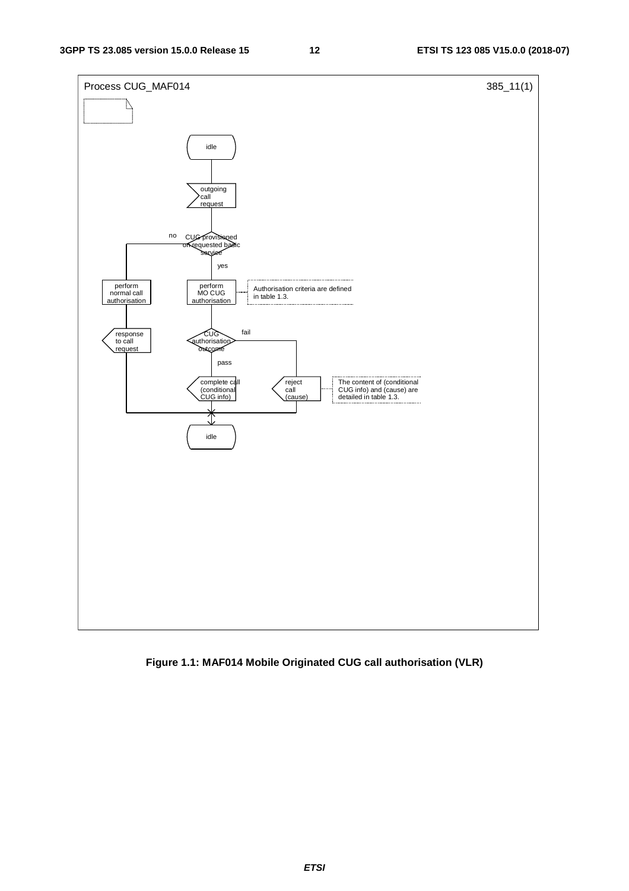Process CUG_MAF014 385_11(1)

```
idle
  |
outgoing call request
  |
CUG provisioned on requested basic service?
  |-- no --> perform normal call authorisation --> response to call request --> idle
  |-- yes --> perform MO CUG authorisation   [Authorisation criteria are defined in table 1.3.]
                |
              CUG authorisation outcome?
                |-- pass --> complete call (conditional CUG info) --> idle
                |-- fail --> reject call (cause) --> idle
                             [The content of (conditional CUG info) and (cause) are detailed in table 1.3.]
```

**Figure 1.1: MAF014 Mobile Originated CUG call authorisation (VLR)**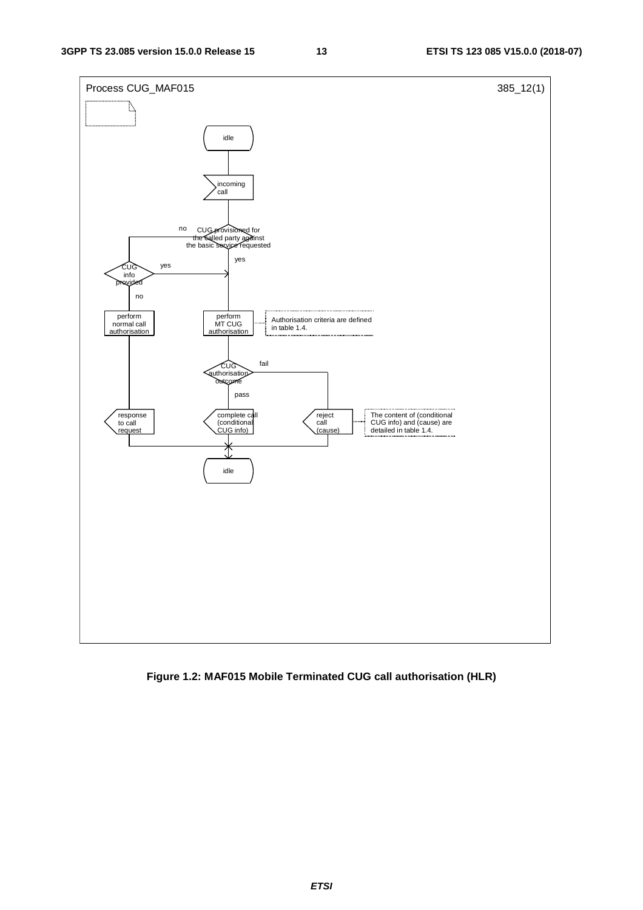Process CUG_MAF015 385_12(1)

idle

incoming call

CUG provisioned for the called party against the basic service requested

no

yes

CUG info provided

yes

no

perform normal call authorisation

perform MT CUG authorisation

Authorisation criteria are defined in table 1.4.

CUG authorisation outcome

fail

pass

response to call request

complete call (conditional CUG info)

reject call (cause)

The content of (conditional CUG info) and (cause) are detailed in table 1.4.

idle

**Figure 1.2: MAF015 Mobile Terminated CUG call authorisation (HLR)**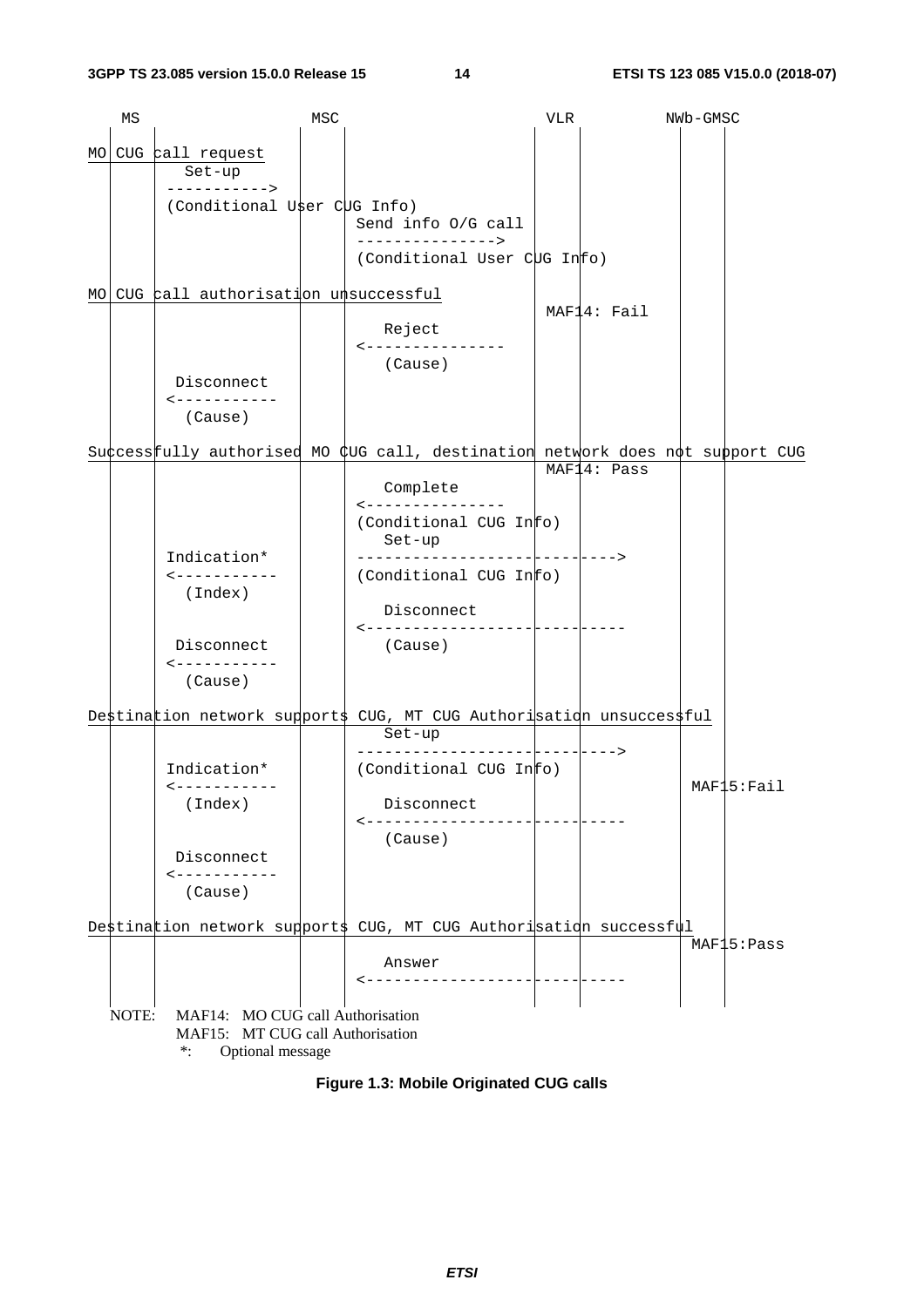```
    MS                  MSC                            VLR           NWb-GMSC

MO CUG call request
         Set-up
       ----------->
       (Conditional User CUG Info)
                              Send info O/G call
                              --------------->
                              (Conditional User CUG Info)

MO CUG call authorisation unsuccessful
                                                MAF14: Fail
                                 Reject
                              <---------------
                                 (Cause)
        Disconnect
       <-----------
         (Cause)

Successfully authorised MO CUG call, destination network does not support CUG
                                                MAF14: Pass
                                 Complete
                              <---------------
                              (Conditional CUG Info)
                                 Set-up
       Indication*            ---------------------------->
       <-----------           (Conditional CUG Info)
         (Index)
                                 Disconnect
                              <----------------------------
        Disconnect               (Cause)
       <-----------
         (Cause)

Destination network supports CUG, MT CUG Authorisation unsuccessful
                                 Set-up
                              ---------------------------->
       Indication*            (Conditional CUG Info)
       <-----------                                              MAF15:Fail
         (Index)                 Disconnect
                              <----------------------------
                                 (Cause)
        Disconnect
       <-----------
         (Cause)

Destination network supports CUG, MT CUG Authorisation successful
                                                                 MAF15:Pass
                                 Answer
                              <----------------------------
```

NOTE: MAF14: MO CUG call Authorisation
MAF15: MT CUG call Authorisation
*: Optional message

**Figure 1.3: Mobile Originated CUG calls**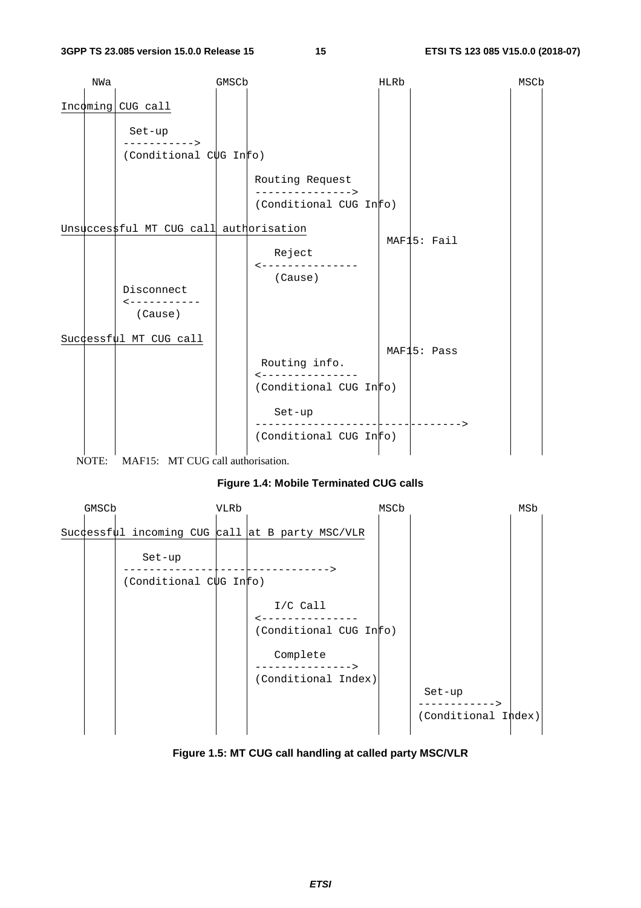```
     NWa                  GMSCb                        HLRb                   MSCb
      |     |               |     |                     |     |                 |    |
Incoming CUG call           |     |                     |     |                 |    |
      |     |               |     |                     |     |                 |    |
      |      Set-up         |     |                     |     |                 |    |
      |     ----------->    |     |                     |     |                 |    |
      |     (Conditional CUG Info)                      |     |                 |    |
      |     |               |     |                     |     |                 |    |
      |     |               |     | Routing Request     |     |                 |    |
      |     |               |     | --------------->    |     |                 |    |
      |     |               |     | (Conditional CUG Info)    |                 |    |
      |     |               |     |                     |     |                 |    |
Unsuccessful MT CUG call authorisation                  |     |                 |    |
      |     |               |     |                     | MAF15: Fail           |    |
      |     |               |     |    Reject           |     |                 |    |
      |     |               |     | <---------------    |     |                 |    |
      |     |               |     |    (Cause)          |     |                 |    |
      |     Disconnect      |     |                     |     |                 |    |
      |     <-----------    |     |                     |     |                 |    |
      |       (Cause)       |     |                     |     |                 |    |
      |     |               |     |                     |     |                 |    |
Successful MT CUG call      |     |                     |     |                 |    |
      |     |               |     |                     | MAF15: Pass           |    |
      |     |               |     |  Routing info.      |     |                 |    |
      |     |               |     | <---------------    |     |                 |    |
      |     |               |     | (Conditional CUG Info)    |                 |    |
      |     |               |     |                     |     |                 |    |
      |     |               |     |    Set-up           |     |                 |    |
      |     |               |     | ---------------------------------->         |    |
      |     |               |     | (Conditional CUG Info)    |                 |    |
      |     |               |     |                     |     |                 |    |
```

NOTE: MAF15: MT CUG call authorisation.

**Figure 1.4: Mobile Terminated CUG calls**

```
     GMSCb                  VLRb                       MSCb                   MSb
      |     |               |     |                     |     |                 |    |
Successful incoming CUG call at B party MSC/VLR         |     |                 |    |
      |     |               |     |                     |     |                 |    |
      |       Set-up        |     |                     |     |                 |    |
      |     -------------------------------->           |     |                 |    |
      |     (Conditional CUG Info)                      |     |                 |    |
      |     |               |     |                     |     |                 |    |
      |     |               |     |    I/C Call         |     |                 |    |
      |     |               |     | <---------------    |     |                 |    |
      |     |               |     | (Conditional CUG Info)    |                 |    |
      |     |               |     |                     |     |                 |    |
      |     |               |     |    Complete         |     |                 |    |
      |     |               |     | --------------->    |     |                 |    |
      |     |               |     | (Conditional Index) |     |                 |    |
      |     |               |     |                     |     |  Set-up         |    |
      |     |               |     |                     |     | ------------>   |    |
      |     |               |     |                     |     | (Conditional Index)  |
      |     |               |     |                     |     |                 |    |
```

**Figure 1.5: MT CUG call handling at called party MSC/VLR**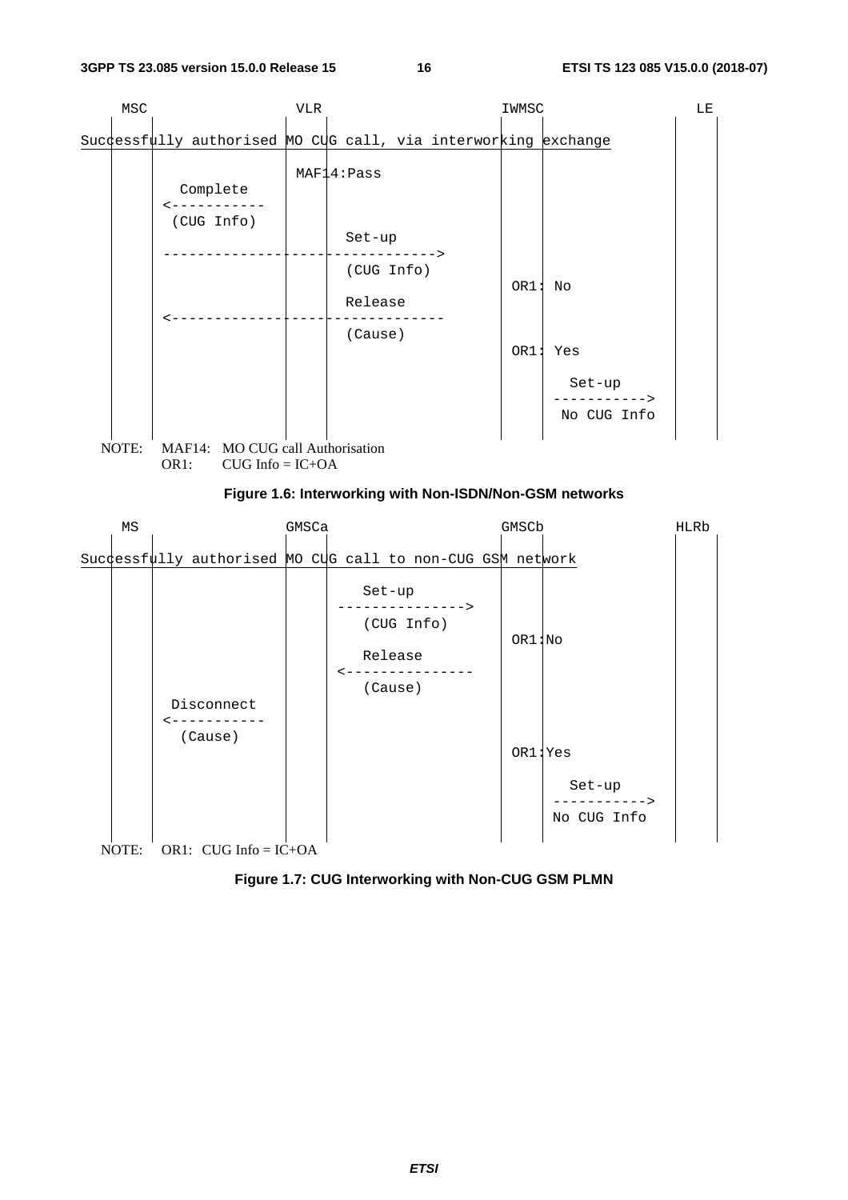```
    MSC                  VLR                        IWMSC                  LE
     |    |               |    |                     |    |                |    |
Successfully authorised MO CUG call, via interworking exchange
     |    |               |    |                     |    |                |    |
     |    |              MAF14:Pass                  |    |                |    |
     |      Complete      |    |                     |    |                |    |
     |    <-----------    |    |                     |    |                |    |
     |     (CUG Info)     |    |                     |    |                |    |
     |    |               |      Set-up              |    |                |    |
     |    --------------------------------->         |    |                |    |
     |    |               |      (CUG Info)          |    |                |    |
     |    |               |    |                    OR1: No                |    |
     |    |               |      Release             |    |                |    |
     |    <---------------------------------         |    |                |    |
     |    |               |      (Cause)             |    |                |    |
     |    |               |    |                    OR1: Yes               |    |
     |    |               |    |                     |    |                |    |
     |    |               |    |                     |      Set-up         |    |
     |    |               |    |                     |    ----------->     |    |
     |    |               |    |                     |     No CUG Info     |    |
     |    |               |    |                     |    |                |    |
```

NOTE: MAF14: MO CUG call Authorisation
OR1: CUG Info = IC+OA

**Figure 1.6: Interworking with Non-ISDN/Non-GSM networks**

```
    MS                  GMSCa                       GMSCb                 HLRb
     |    |               |    |                     |    |                |    |
Successfully authorised MO CUG call to non-CUG GSM network
     |    |               |    |                     |    |                |    |
     |    |               |      Set-up              |    |                |    |
     |    |               |    --------------->      |    |                |    |
     |    |               |      (CUG Info)          |    |                |    |
     |    |               |    |                    OR1:No                 |    |
     |    |               |      Release             |    |                |    |
     |    |               |    <---------------      |    |                |    |
     |    |               |      (Cause)             |    |                |    |
     |     Disconnect     |    |                     |    |                |    |
     |    <-----------    |    |                     |    |                |    |
     |      (Cause)       |    |                     |    |                |    |
     |    |               |    |                    OR1:Yes                |    |
     |    |               |    |                     |    |                |    |
     |    |               |    |                     |      Set-up         |    |
     |    |               |    |                     |    ----------->     |    |
     |    |               |    |                     |    No CUG Info      |    |
     |    |               |    |                     |    |                |    |
```

NOTE: OR1: CUG Info = IC+OA

**Figure 1.7: CUG Interworking with Non-CUG GSM PLMN**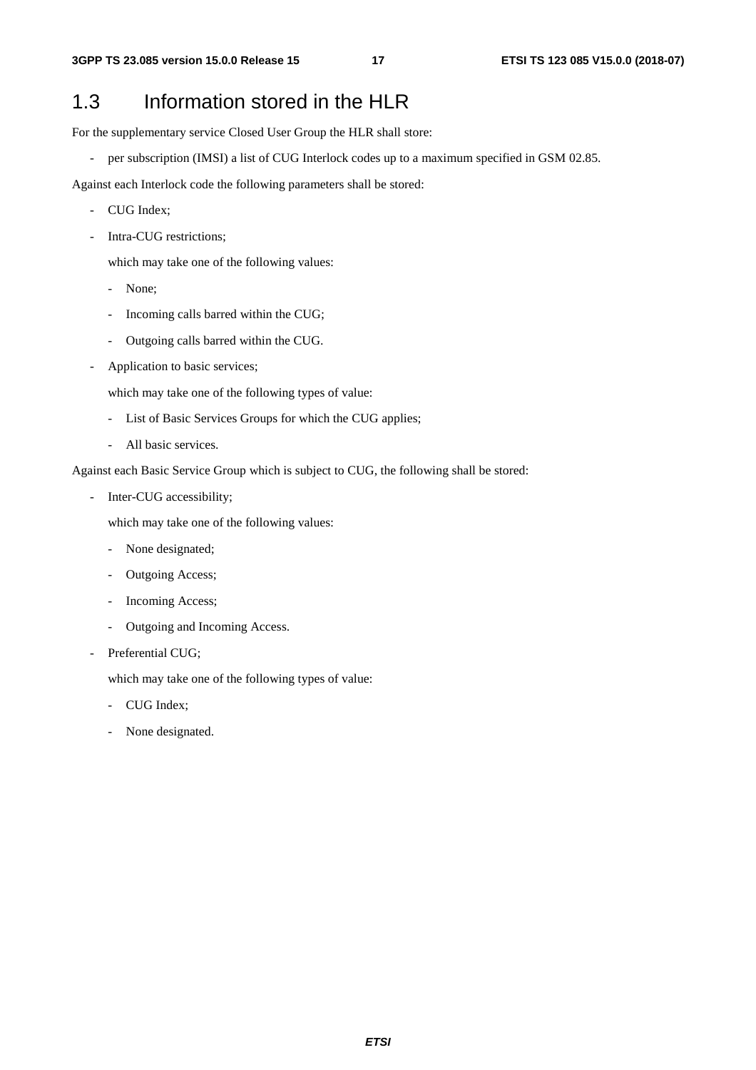## 1.3 Information stored in the HLR

For the supplementary service Closed User Group the HLR shall store:

- per subscription (IMSI) a list of CUG Interlock codes up to a maximum specified in GSM 02.85.

Against each Interlock code the following parameters shall be stored:

- CUG Index;
- Intra-CUG restrictions;

  which may take one of the following values:

  - None;
  - Incoming calls barred within the CUG;
  - Outgoing calls barred within the CUG.
- Application to basic services;

  which may take one of the following types of value:

  - List of Basic Services Groups for which the CUG applies;
  - All basic services.

Against each Basic Service Group which is subject to CUG, the following shall be stored:

- Inter-CUG accessibility;

  which may take one of the following values:

  - None designated;
  - Outgoing Access;
  - Incoming Access;
  - Outgoing and Incoming Access.
- Preferential CUG;

  which may take one of the following types of value:

  - CUG Index;
  - None designated.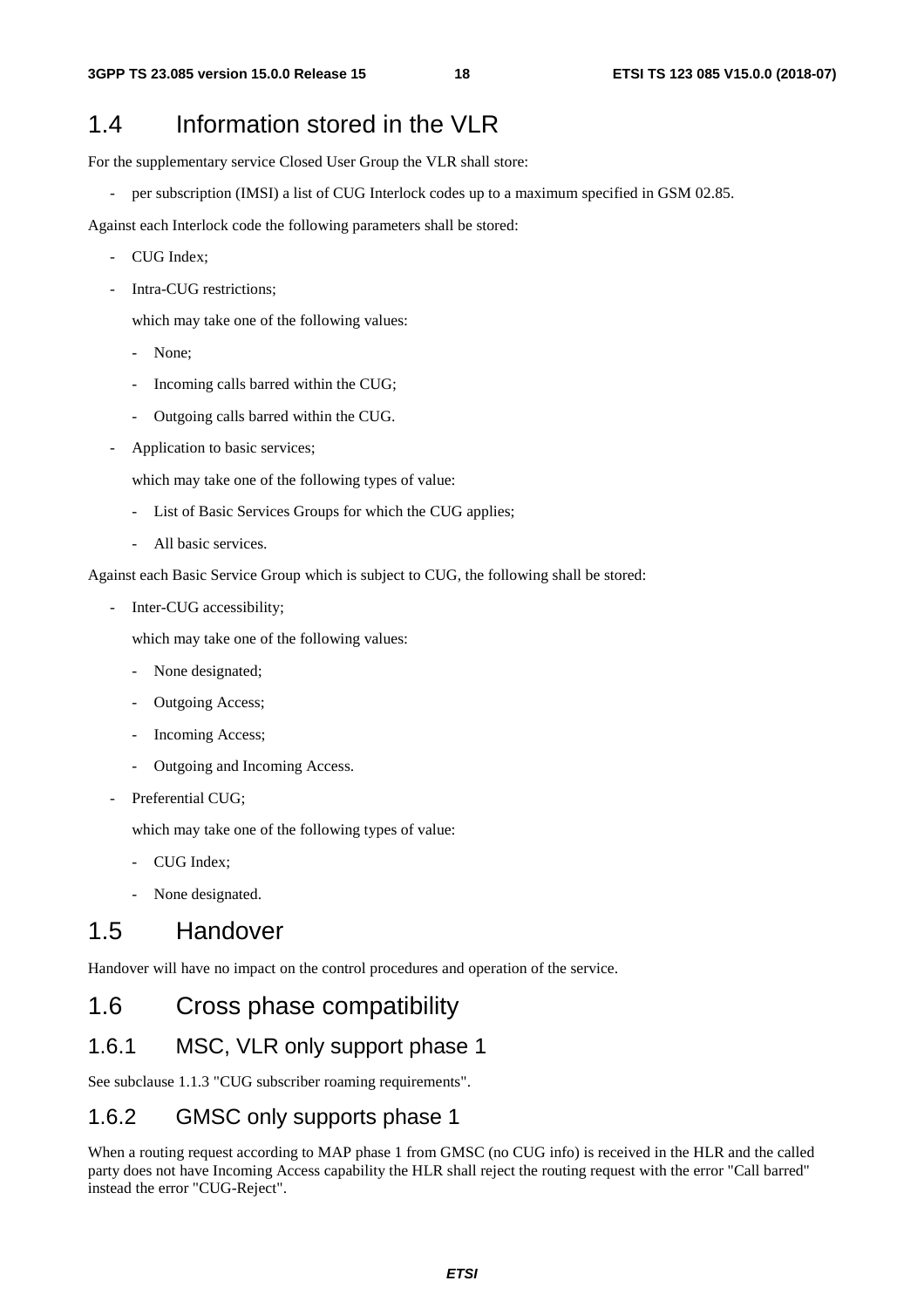## 1.4 Information stored in the VLR

For the supplementary service Closed User Group the VLR shall store:

- per subscription (IMSI) a list of CUG Interlock codes up to a maximum specified in GSM 02.85.

Against each Interlock code the following parameters shall be stored:

- CUG Index;
- Intra-CUG restrictions;

  which may take one of the following values:

  - None;
  - Incoming calls barred within the CUG;
  - Outgoing calls barred within the CUG.
- Application to basic services;

  which may take one of the following types of value:

  - List of Basic Services Groups for which the CUG applies;
  - All basic services.

Against each Basic Service Group which is subject to CUG, the following shall be stored:

- Inter-CUG accessibility;

  which may take one of the following values:

  - None designated;
  - Outgoing Access;
  - Incoming Access;
  - Outgoing and Incoming Access.
- Preferential CUG;

  which may take one of the following types of value:

  - CUG Index;
  - None designated.

## 1.5 Handover

Handover will have no impact on the control procedures and operation of the service.

## 1.6 Cross phase compatibility

### 1.6.1 MSC, VLR only support phase 1

See subclause 1.1.3 "CUG subscriber roaming requirements".

### 1.6.2 GMSC only supports phase 1

When a routing request according to MAP phase 1 from GMSC (no CUG info) is received in the HLR and the called party does not have Incoming Access capability the HLR shall reject the routing request with the error "Call barred" instead the error "CUG-Reject".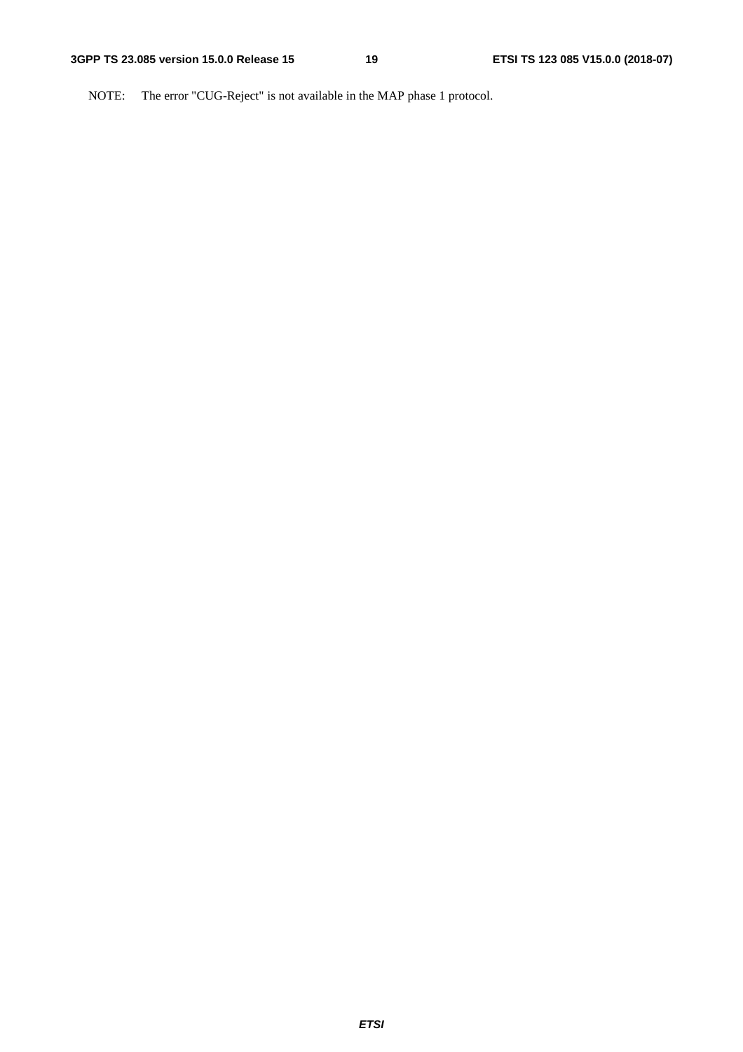NOTE: The error "CUG-Reject" is not available in the MAP phase 1 protocol.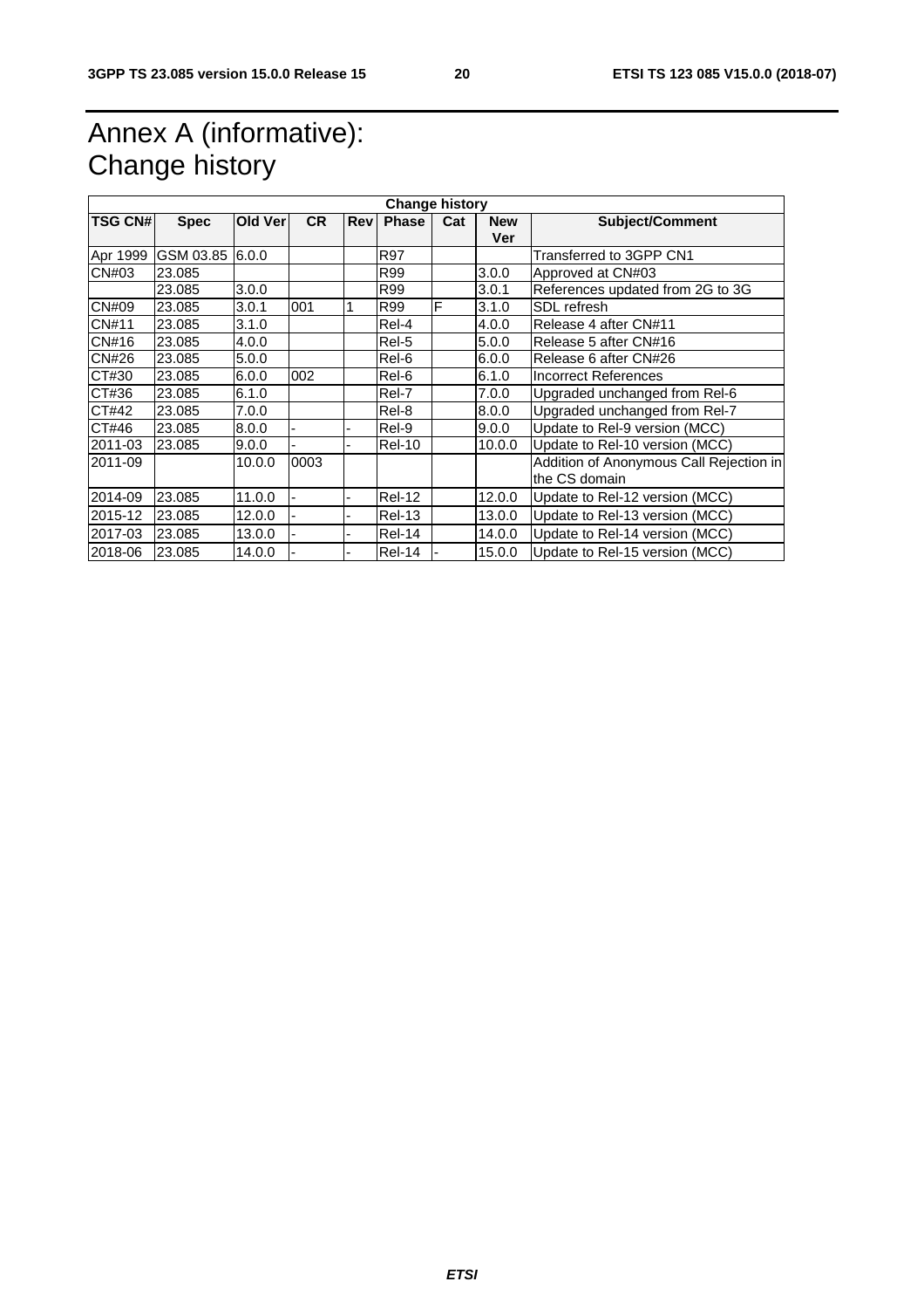# Annex A (informative): Change history

| Change history | | | | | | | | |
|---|---|---|---|---|---|---|---|---|
| **TSG CN#** | **Spec** | **Old Ver** | **CR** | **Rev** | **Phase** | **Cat** | **New Ver** | **Subject/Comment** |
| Apr 1999 | GSM 03.85 | 6.0.0 | | | R97 | | | Transferred to 3GPP CN1 |
| CN#03 | 23.085 | | | | R99 | | 3.0.0 | Approved at CN#03 |
| | 23.085 | 3.0.0 | | | R99 | | 3.0.1 | References updated from 2G to 3G |
| CN#09 | 23.085 | 3.0.1 | 001 | 1 | R99 | F | 3.1.0 | SDL refresh |
| CN#11 | 23.085 | 3.1.0 | | | Rel-4 | | 4.0.0 | Release 4 after CN#11 |
| CN#16 | 23.085 | 4.0.0 | | | Rel-5 | | 5.0.0 | Release 5 after CN#16 |
| CN#26 | 23.085 | 5.0.0 | | | Rel-6 | | 6.0.0 | Release 6 after CN#26 |
| CT#30 | 23.085 | 6.0.0 | 002 | | Rel-6 | | 6.1.0 | Incorrect References |
| CT#36 | 23.085 | 6.1.0 | | | Rel-7 | | 7.0.0 | Upgraded unchanged from Rel-6 |
| CT#42 | 23.085 | 7.0.0 | | | Rel-8 | | 8.0.0 | Upgraded unchanged from Rel-7 |
| CT#46 | 23.085 | 8.0.0 | - | - | Rel-9 | | 9.0.0 | Update to Rel-9 version (MCC) |
| 2011-03 | 23.085 | 9.0.0 | - | - | Rel-10 | | 10.0.0 | Update to Rel-10 version (MCC) |
| 2011-09 | | 10.0.0 | 0003 | | | | | Addition of Anonymous Call Rejection in the CS domain |
| 2014-09 | 23.085 | 11.0.0 | - | - | Rel-12 | | 12.0.0 | Update to Rel-12 version (MCC) |
| 2015-12 | 23.085 | 12.0.0 | - | - | Rel-13 | | 13.0.0 | Update to Rel-13 version (MCC) |
| 2017-03 | 23.085 | 13.0.0 | - | - | Rel-14 | | 14.0.0 | Update to Rel-14 version (MCC) |
| 2018-06 | 23.085 | 14.0.0 | - | - | Rel-14 | - | 15.0.0 | Update to Rel-15 version (MCC) |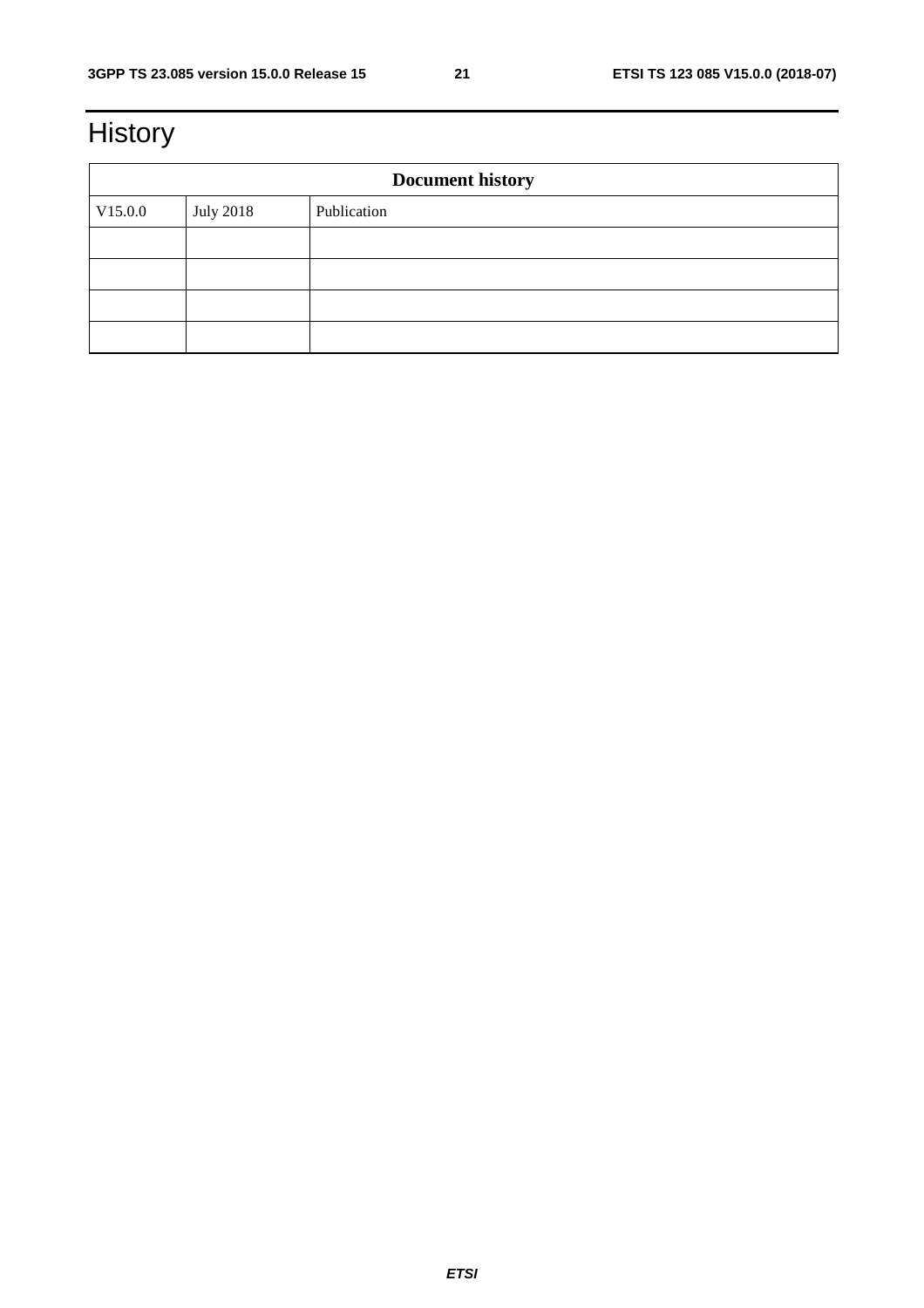# History

| Document history | | |
|---|---|---|
| V15.0.0 | July 2018 | Publication |
| | | |
| | | |
| | | |
| | | |